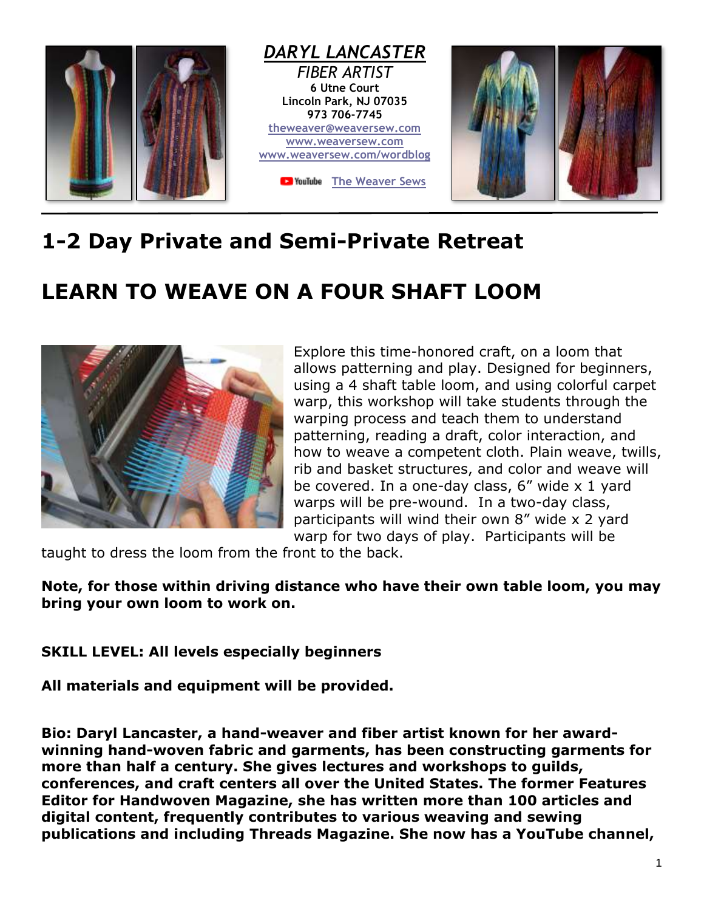*DARYL LANCASTER*

*FIBER ARTIST*

**6 Utne Court**
**Lincoln Park, NJ 07035**
**973 706-7745**

theweaver@weaversew.com
www.weaversew.com
www.weaversew.com/wordblog

YouTube The Weaver Sews

# 1-2 Day Private and Semi-Private Retreat

# LEARN TO WEAVE ON A FOUR SHAFT LOOM

Explore this time-honored craft, on a loom that allows patterning and play. Designed for beginners, using a 4 shaft table loom, and using colorful carpet warp, this workshop will take students through the warping process and teach them to understand patterning, reading a draft, color interaction, and how to weave a competent cloth. Plain weave, twills, rib and basket structures, and color and weave will be covered. In a one-day class, 6" wide x 1 yard warps will be pre-wound. In a two-day class, participants will wind their own 8" wide x 2 yard warp for two days of play. Participants will be taught to dress the loom from the front to the back.

**Note, for those within driving distance who have their own table loom, you may bring your own loom to work on.**

**SKILL LEVEL: All levels especially beginners**

**All materials and equipment will be provided.**

**Bio: Daryl Lancaster, a hand-weaver and fiber artist known for her award-winning hand-woven fabric and garments, has been constructing garments for more than half a century. She gives lectures and workshops to guilds, conferences, and craft centers all over the United States. The former Features Editor for Handwoven Magazine, she has written more than 100 articles and digital content, frequently contributes to various weaving and sewing publications and including Threads Magazine. She now has a YouTube channel,**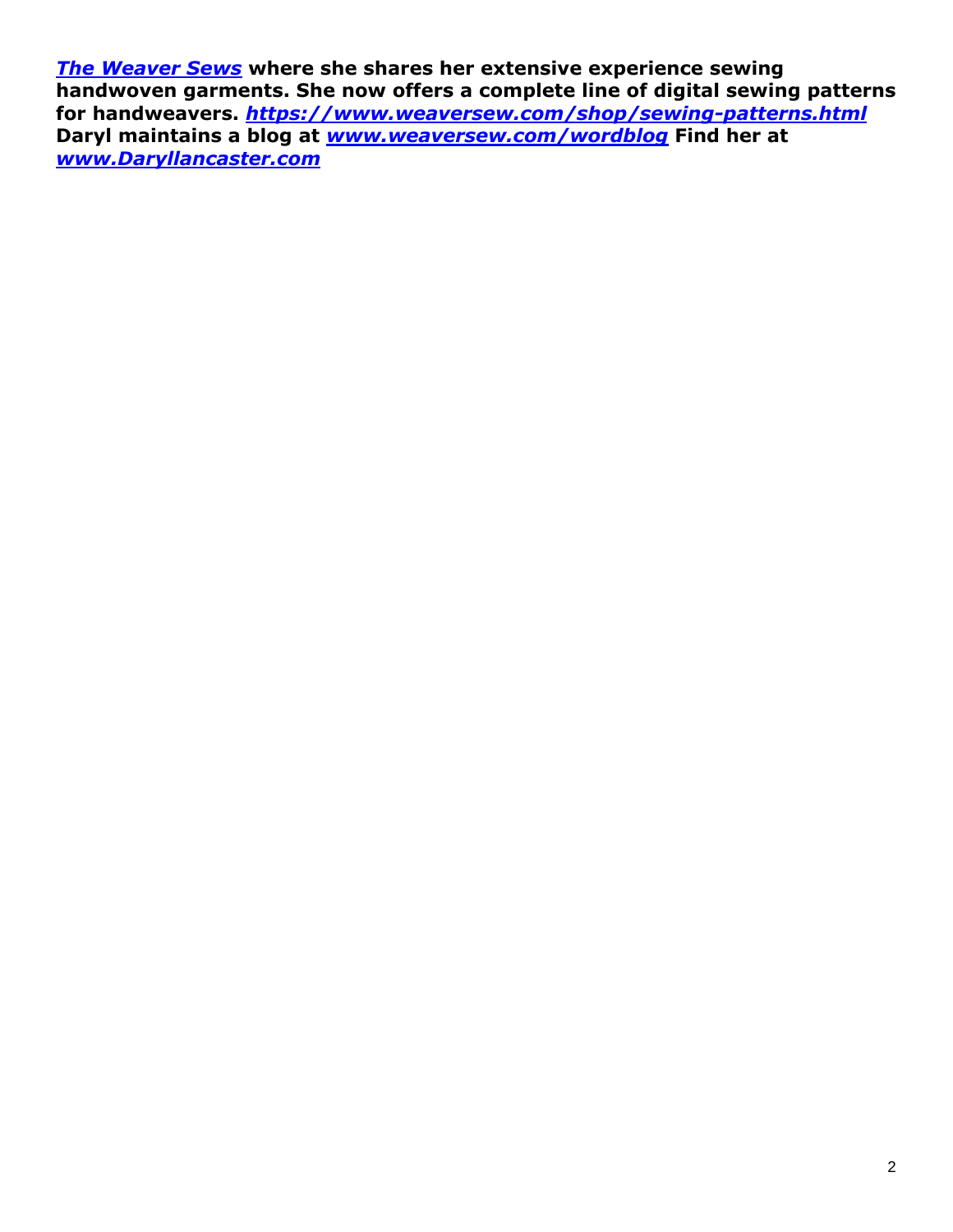***[The Weaver Sews](https://www.weaversew.com)* where she shares her extensive experience sewing handwoven garments. She now offers a complete line of digital sewing patterns for handweavers. *[https://www.weaversew.com/shop/sewing-patterns.html](https://www.weaversew.com/shop/sewing-patterns.html)* Daryl maintains a blog at *[www.weaversew.com/wordblog](https://www.weaversew.com/wordblog)* Find her at *[www.Daryllancaster.com](https://www.Daryllancaster.com)***